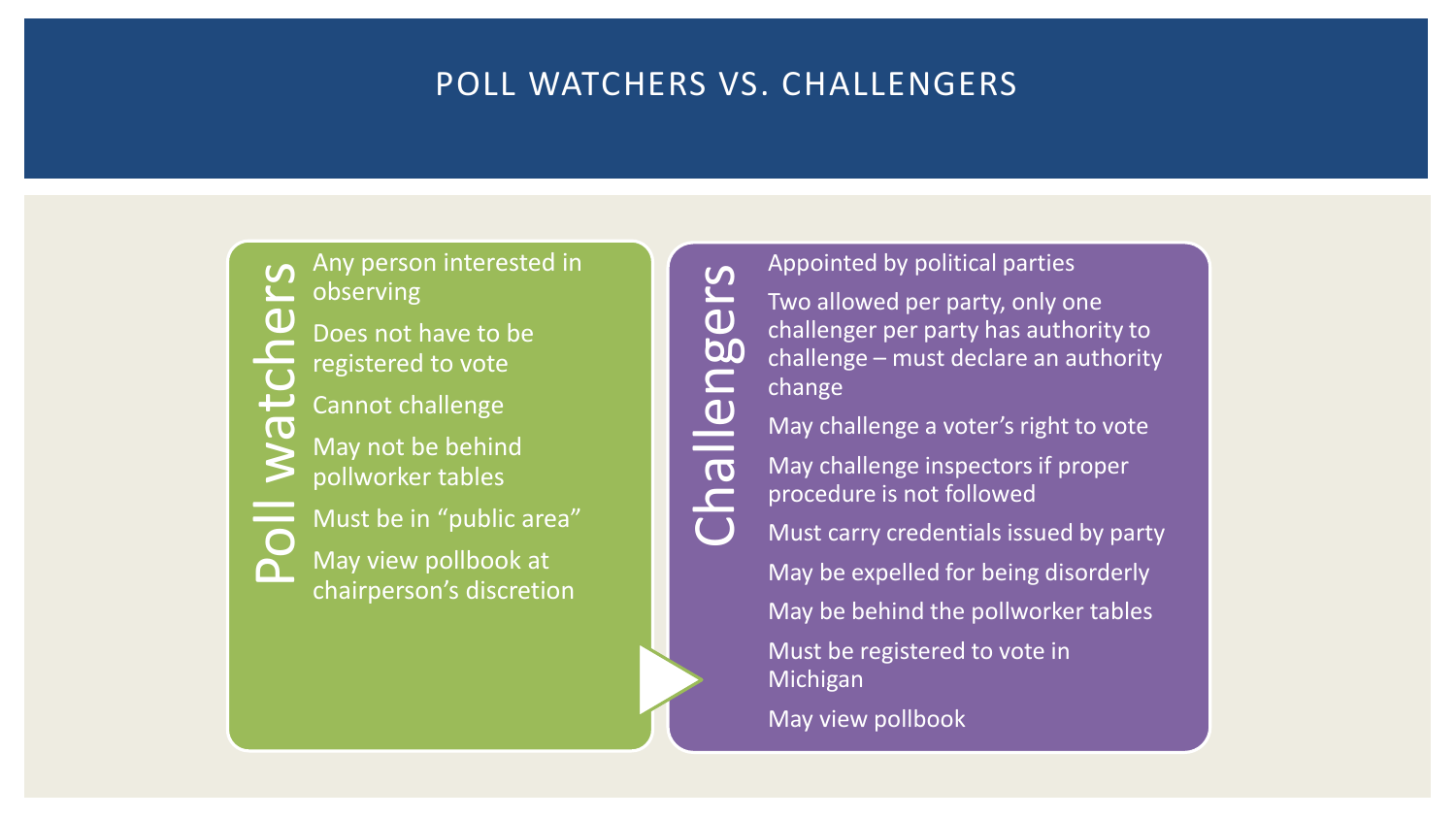# POLL WATCHERS VS. CHALLENGERS

## Poll watchers

- Any person interested in observing
- Does not have to be registered to vote
- Cannot challenge
- May not be behind pollworker tables
- Must be in "public area"
- May view pollbook at chairperson's discretion

## Challengers

- Appointed by political parties
- Two allowed per party, only one challenger per party has authority to challenge – must declare an authority change
- May challenge a voter's right to vote
- May challenge inspectors if proper procedure is not followed
- Must carry credentials issued by party
- May be expelled for being disorderly
- May be behind the pollworker tables
- Must be registered to vote in Michigan
- May view pollbook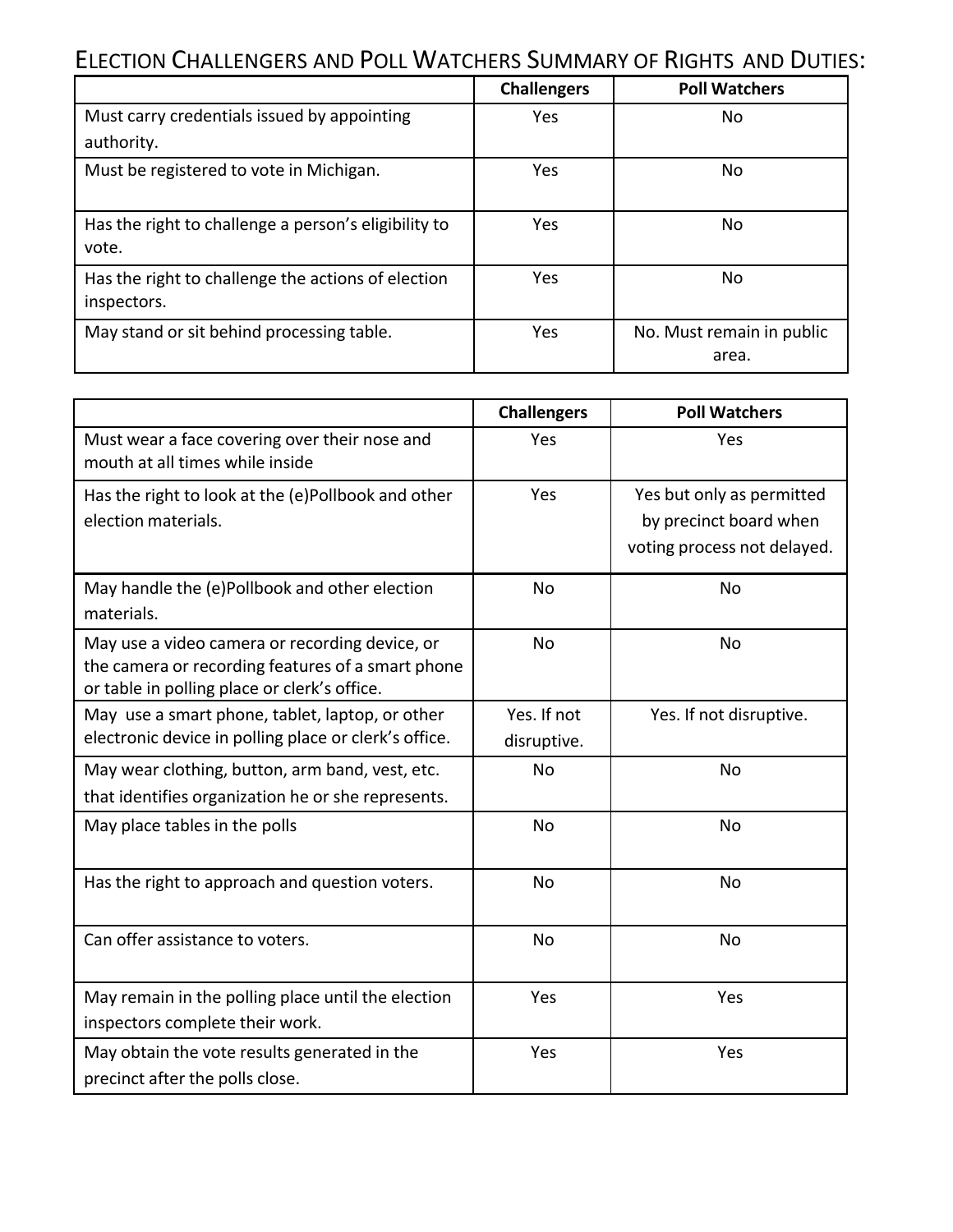## Election Challengers and Poll Watchers Summary of Rights and Duties:

| | Challengers | Poll Watchers |
|---|---|---|
| Must carry credentials issued by appointing authority. | Yes | No |
| Must be registered to vote in Michigan. | Yes | No |
| Has the right to challenge a person's eligibility to vote. | Yes | No |
| Has the right to challenge the actions of election inspectors. | Yes | No |
| May stand or sit behind processing table. | Yes | No. Must remain in public area. |

| | Challengers | Poll Watchers |
|---|---|---|
| Must wear a face covering over their nose and mouth at all times while inside | Yes | Yes |
| Has the right to look at the (e)Pollbook and other election materials. | Yes | Yes but only as permitted by precinct board when voting process not delayed. |
| May handle the (e)Pollbook and other election materials. | No | No |
| May use a video camera or recording device, or the camera or recording features of a smart phone or table in polling place or clerk's office. | No | No |
| May use a smart phone, tablet, laptop, or other electronic device in polling place or clerk's office. | Yes. If not disruptive. | Yes. If not disruptive. |
| May wear clothing, button, arm band, vest, etc. that identifies organization he or she represents. | No | No |
| May place tables in the polls | No | No |
| Has the right to approach and question voters. | No | No |
| Can offer assistance to voters. | No | No |
| May remain in the polling place until the election inspectors complete their work. | Yes | Yes |
| May obtain the vote results generated in the precinct after the polls close. | Yes | Yes |